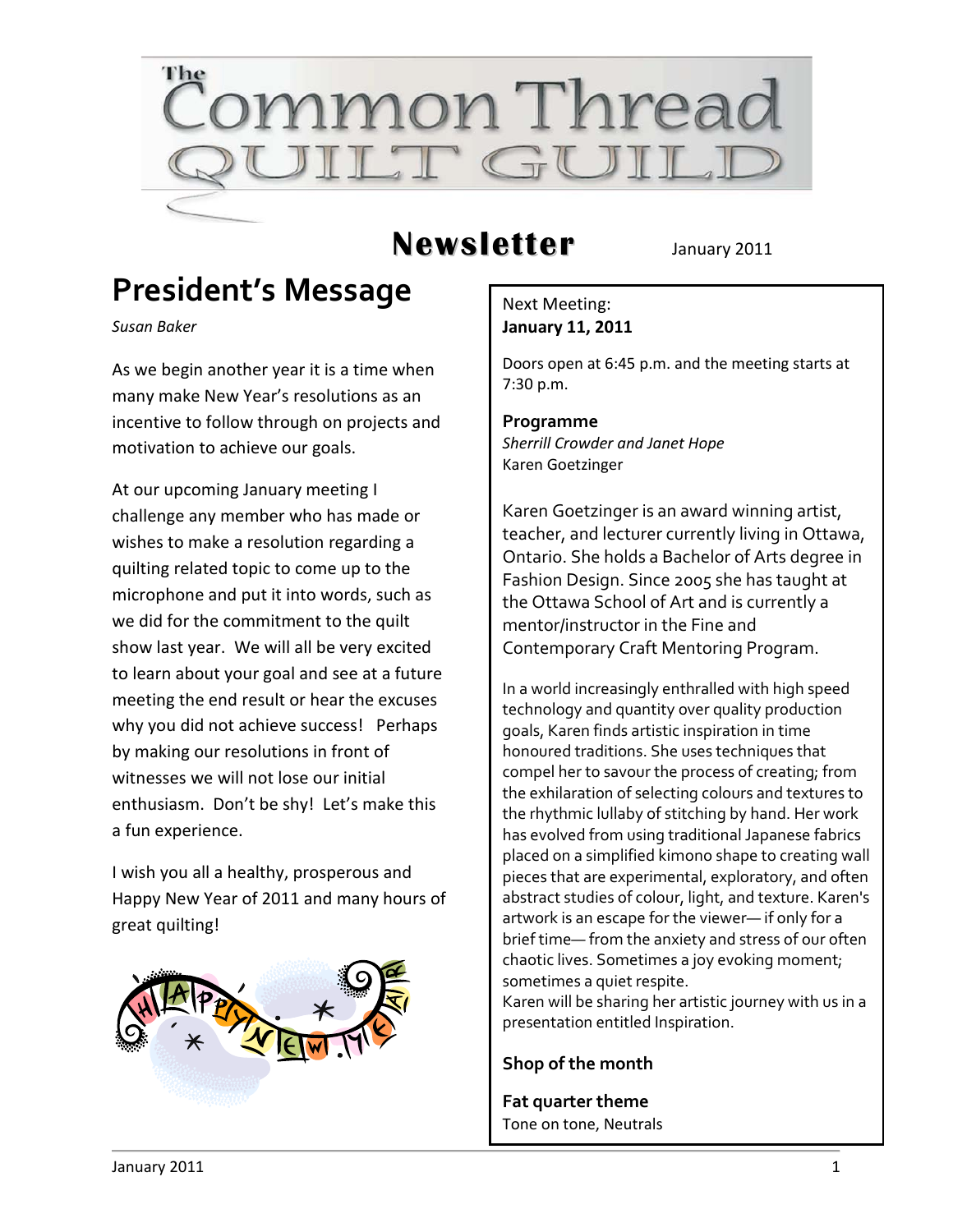# The Common Thread Quilt Guild

## Newsletter

January 2011

## President's Message

*Susan Baker*

As we begin another year it is a time when many make New Year's resolutions as an incentive to follow through on projects and motivation to achieve our goals.

At our upcoming January meeting I challenge any member who has made or wishes to make a resolution regarding a quilting related topic to come up to the microphone and put it into words, such as we did for the commitment to the quilt show last year. We will all be very excited to learn about your goal and see at a future meeting the end result or hear the excuses why you did not achieve success! Perhaps by making our resolutions in front of witnesses we will not lose our initial enthusiasm. Don't be shy! Let's make this a fun experience.

I wish you all a healthy, prosperous and Happy New Year of 2011 and many hours of great quilting!

---

Next Meeting:
**January 11, 2011**

Doors open at 6:45 p.m. and the meeting starts at 7:30 p.m.

**Programme**
*Sherrill Crowder and Janet Hope*
Karen Goetzinger

Karen Goetzinger is an award winning artist, teacher, and lecturer currently living in Ottawa, Ontario. She holds a Bachelor of Arts degree in Fashion Design. Since 2005 she has taught at the Ottawa School of Art and is currently a mentor/instructor in the Fine and Contemporary Craft Mentoring Program.

In a world increasingly enthralled with high speed technology and quantity over quality production goals, Karen finds artistic inspiration in time honoured traditions. She uses techniques that compel her to savour the process of creating; from the exhilaration of selecting colours and textures to the rhythmic lullaby of stitching by hand. Her work has evolved from using traditional Japanese fabrics placed on a simplified kimono shape to creating wall pieces that are experimental, exploratory, and often abstract studies of colour, light, and texture. Karen's artwork is an escape for the viewer— if only for a brief time— from the anxiety and stress of our often chaotic lives. Sometimes a joy evoking moment; sometimes a quiet respite.
Karen will be sharing her artistic journey with us in a presentation entitled Inspiration.

**Shop of the month**

**Fat quarter theme**
Tone on tone, Neutrals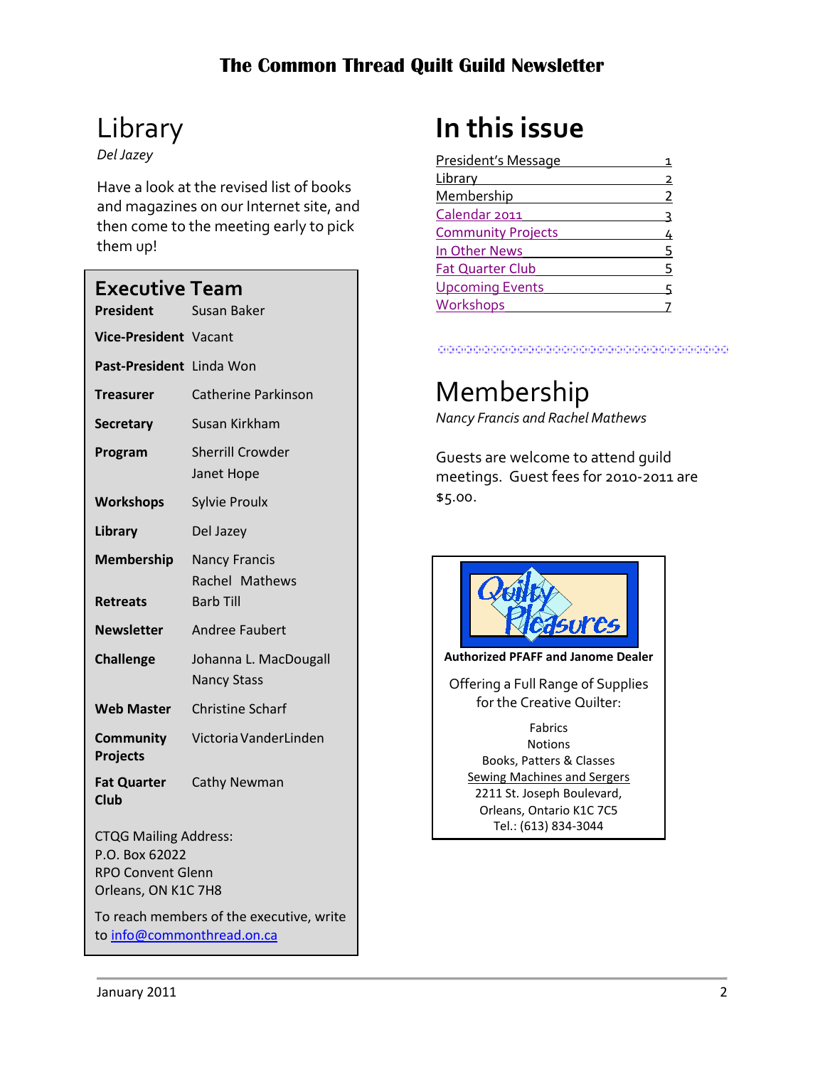# Library

*Del Jazey*

Have a look at the revised list of books and magazines on our Internet site, and then come to the meeting early to pick them up!

## Executive Team

| | |
|---|---|
| **President** | Susan Baker |
| **Vice-President** | Vacant |
| **Past-President** | Linda Won |
| **Treasurer** | Catherine Parkinson |
| **Secretary** | Susan Kirkham |
| **Program** | Sherrill Crowder<br>Janet Hope |
| **Workshops** | Sylvie Proulx |
| **Library** | Del Jazey |
| **Membership** | Nancy Francis<br>Rachel Mathews |
| **Retreats** | Barb Till |
| **Newsletter** | Andree Faubert |
| **Challenge** | Johanna L. MacDougall<br>Nancy Stass |
| **Web Master** | Christine Scharf |
| **Community Projects** | Victoria VanderLinden |
| **Fat Quarter Club** | Cathy Newman |

CTQG Mailing Address:
P.O. Box 62022
RPO Convent Glenn
Orleans, ON K1C 7H8

To reach members of the executive, write to info@commonthread.on.ca

# In this issue

| | |
|---|---|
| President's Message | 1 |
| Library | 2 |
| Membership | 2 |
| Calendar 2011 | 3 |
| Community Projects | 4 |
| In Other News | 5 |
| Fat Quarter Club | 5 |
| Upcoming Events | 5 |
| Workshops | 7 |

# Membership

*Nancy Francis and Rachel Mathews*

Guests are welcome to attend guild meetings. Guest fees for 2010-2011 are $5.00.

**Quilty Pleasures**

**Authorized PFAFF and Janome Dealer**

Offering a Full Range of Supplies for the Creative Quilter:

Fabrics
Notions
Books, Patters & Classes
Sewing Machines and Sergers
2211 St. Joseph Boulevard,
Orleans, Ontario K1C 7C5
Tel.: (613) 834-3044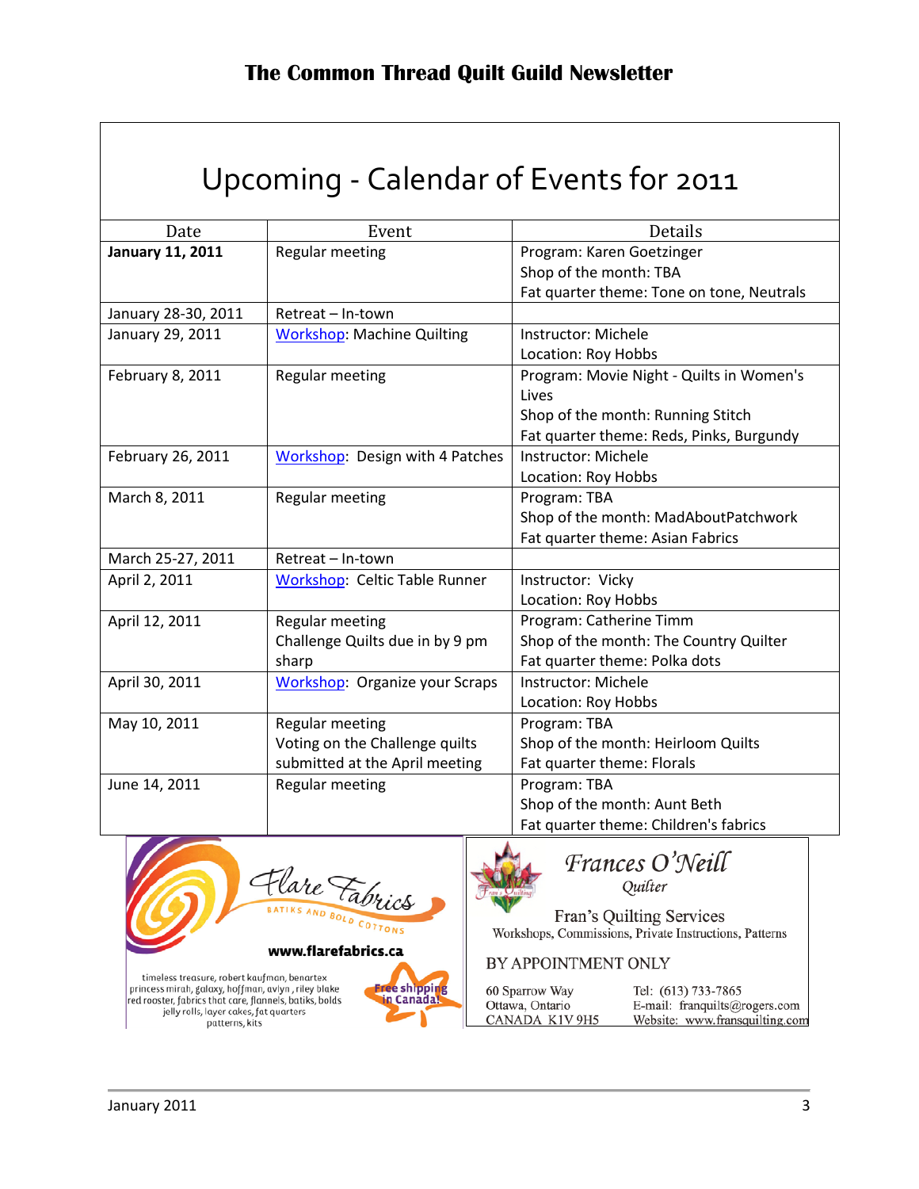# Upcoming - Calendar of Events for 2011

| Date | Event | Details |
|---|---|---|
| **January 11, 2011** | Regular meeting | Program: Karen Goetzinger<br>Shop of the month: TBA<br>Fat quarter theme: Tone on tone, Neutrals |
| January 28-30, 2011 | Retreat – In-town | |
| January 29, 2011 | Workshop: Machine Quilting | Instructor: Michele<br>Location: Roy Hobbs |
| February 8, 2011 | Regular meeting | Program: Movie Night - Quilts in Women's Lives<br>Shop of the month: Running Stitch<br>Fat quarter theme: Reds, Pinks, Burgundy |
| February 26, 2011 | Workshop: Design with 4 Patches | Instructor: Michele<br>Location: Roy Hobbs |
| March 8, 2011 | Regular meeting | Program: TBA<br>Shop of the month: MadAboutPatchwork<br>Fat quarter theme: Asian Fabrics |
| March 25-27, 2011 | Retreat – In-town | |
| April 2, 2011 | Workshop: Celtic Table Runner | Instructor: Vicky<br>Location: Roy Hobbs |
| April 12, 2011 | Regular meeting<br>Challenge Quilts due in by 9 pm sharp | Program: Catherine Timm<br>Shop of the month: The Country Quilter<br>Fat quarter theme: Polka dots |
| April 30, 2011 | Workshop: Organize your Scraps | Instructor: Michele<br>Location: Roy Hobbs |
| May 10, 2011 | Regular meeting<br>Voting on the Challenge quilts submitted at the April meeting | Program: TBA<br>Shop of the month: Heirloom Quilts<br>Fat quarter theme: Florals |
| June 14, 2011 | Regular meeting | Program: TBA<br>Shop of the month: Aunt Beth<br>Fat quarter theme: Children's fabrics |

**Flare Fabrics**
BATIKS AND BOLD COTTONS
**www.flarefabrics.ca**

timeless treasure, robert kaufman, benartex princess mirah, galaxy, hoffman, avlyn, riley blake red rooster, fabrics that care, flannels, batiks, bolds jelly rolls, layer cakes, fat quarters patterns, kits

Free shipping in Canada!

*Frances O'Neill*
*Quilter*

Fran's Quilting Services
Workshops, Commissions, Private Instructions, Patterns

BY APPOINTMENT ONLY

60 Sparrow Way
Ottawa, Ontario
CANADA K1V 9H5

Tel: (613) 733-7865
E-mail: franquilts@rogers.com
Website: www.fransquilting.com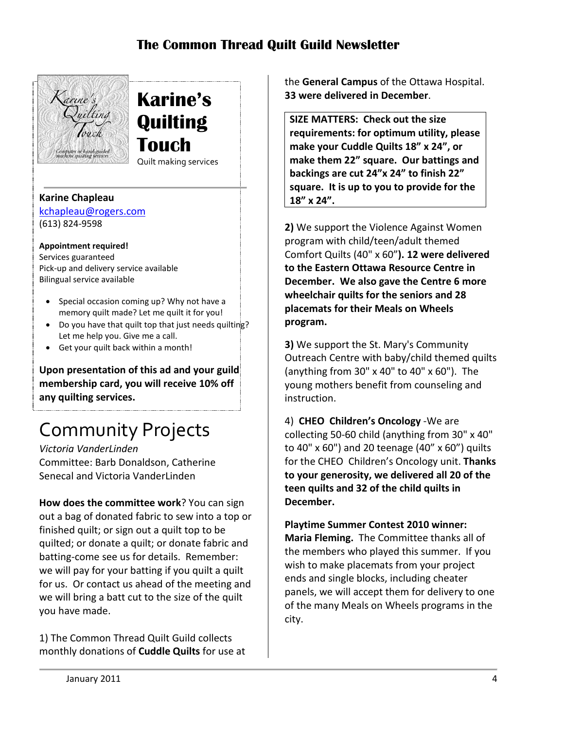# Karine's Quilting Touch

Quilt making services

**Karine Chapleau**
kchapleau@rogers.com
(613) 824-9598

**Appointment required!**
Services guaranteed
Pick-up and delivery service available
Bilingual service available

- Special occasion coming up? Why not have a memory quilt made? Let me quilt it for you!
- Do you have that quilt top that just needs quilting? Let me help you. Give me a call.
- Get your quilt back within a month!

**Upon presentation of this ad and your guild membership card, you will receive 10% off any quilting services.**

# Community Projects

*Victoria VanderLinden*
Committee: Barb Donaldson, Catherine Senecal and Victoria VanderLinden

**How does the committee work**? You can sign out a bag of donated fabric to sew into a top or finished quilt; or sign out a quilt top to be quilted; or donate a quilt; or donate fabric and batting-come see us for details. Remember: we will pay for your batting if you quilt a quilt for us. Or contact us ahead of the meeting and we will bring a batt cut to the size of the quilt you have made.

1) The Common Thread Quilt Guild collects monthly donations of **Cuddle Quilts** for use at the **General Campus** of the Ottawa Hospital. **33 were delivered in December**.

**SIZE MATTERS: Check out the size requirements: for optimum utility, please make your Cuddle Quilts 18" x 24", or make them 22" square. Our battings and backings are cut 24"x 24" to finish 22" square. It is up to you to provide for the 18" x 24".**

**2)** We support the Violence Against Women program with child/teen/adult themed Comfort Quilts (40" x 60"**). 12 were delivered to the Eastern Ottawa Resource Centre in December. We also gave the Centre 6 more wheelchair quilts for the seniors and 28 placemats for their Meals on Wheels program.**

**3)** We support the St. Mary's Community Outreach Centre with baby/child themed quilts (anything from 30" x 40" to 40" x 60"). The young mothers benefit from counseling and instruction.

4) **CHEO Children's Oncology** -We are collecting 50-60 child (anything from 30" x 40" to 40" x 60") and 20 teenage (40" x 60") quilts for the CHEO Children's Oncology unit. **Thanks to your generosity, we delivered all 20 of the teen quilts and 32 of the child quilts in December.**

**Playtime Summer Contest 2010 winner: Maria Fleming.** The Committee thanks all of the members who played this summer. If you wish to make placemats from your project ends and single blocks, including cheater panels, we will accept them for delivery to one of the many Meals on Wheels programs in the city.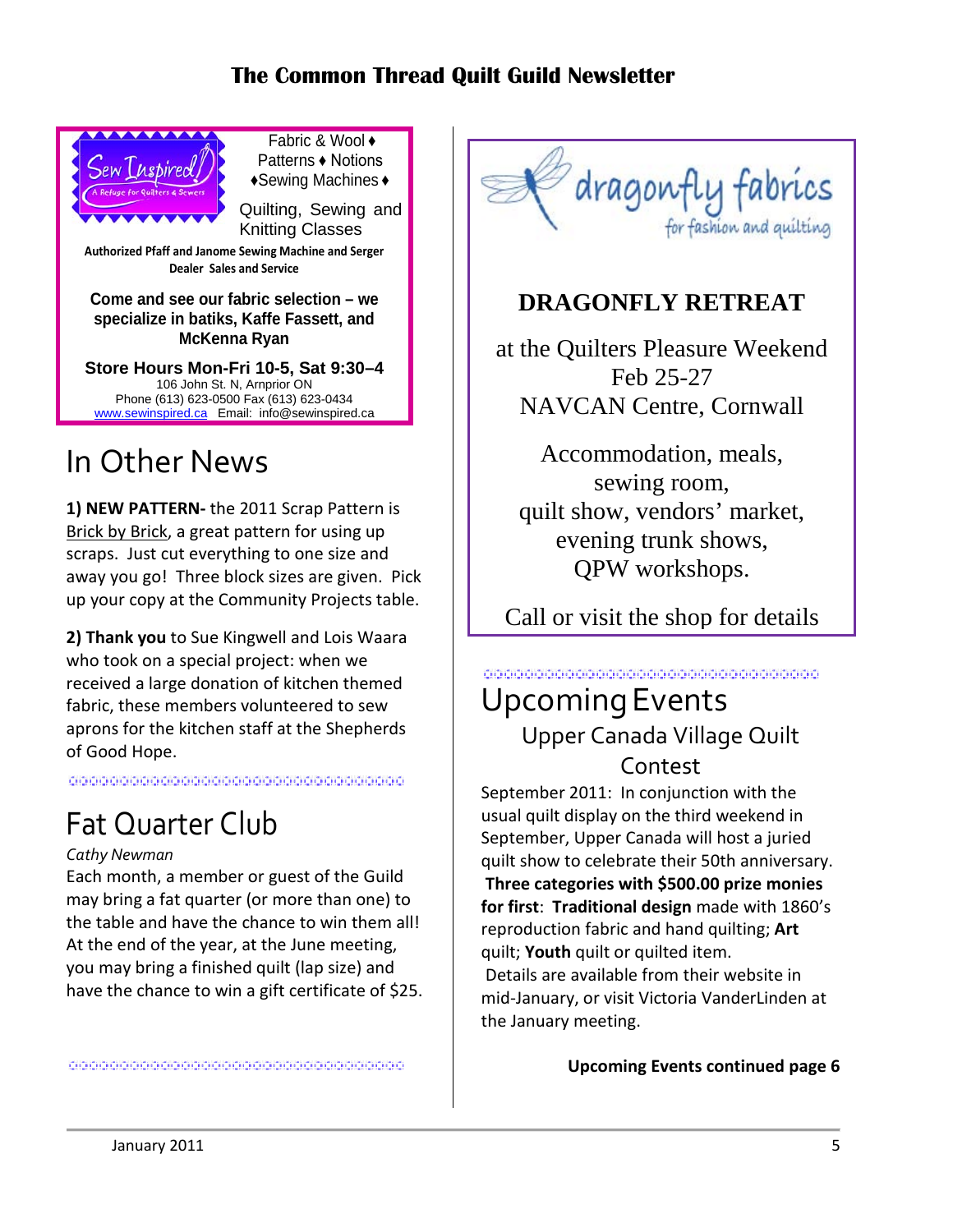Sew Inspired! A Refuge for Quilters & Sewers

Fabric & Wool ♦ Patterns ♦ Notions ♦Sewing Machines ♦

Quilting, Sewing and Knitting Classes

**Authorized Pfaff and Janome Sewing Machine and Serger Dealer Sales and Service**

**Come and see our fabric selection – we specialize in batiks, Kaffe Fassett, and McKenna Ryan**

**Store Hours Mon-Fri 10-5, Sat 9:30–4**
106 John St. N, Arnprior ON
Phone (613) 623-0500 Fax (613) 623-0434
www.sewinspired.ca Email: info@sewinspired.ca

# In Other News

**1) NEW PATTERN-** the 2011 Scrap Pattern is Brick by Brick, a great pattern for using up scraps. Just cut everything to one size and away you go! Three block sizes are given. Pick up your copy at the Community Projects table.

**2) Thank you** to Sue Kingwell and Lois Waara who took on a special project: when we received a large donation of kitchen themed fabric, these members volunteered to sew aprons for the kitchen staff at the Shepherds of Good Hope.

# Fat Quarter Club

*Cathy Newman*

Each month, a member or guest of the Guild may bring a fat quarter (or more than one) to the table and have the chance to win them all! At the end of the year, at the June meeting, you may bring a finished quilt (lap size) and have the chance to win a gift certificate of $25.

dragonfly fabrics
for fashion and quilting

**DRAGONFLY RETREAT**

at the Quilters Pleasure Weekend
Feb 25-27
NAVCAN Centre, Cornwall

Accommodation, meals,
sewing room,
quilt show, vendors' market,
evening trunk shows,
QPW workshops.

Call or visit the shop for details

# Upcoming Events

## Upper Canada Village Quilt Contest

September 2011: In conjunction with the usual quilt display on the third weekend in September, Upper Canada will host a juried quilt show to celebrate their 50th anniversary. **Three categories with $500.00 prize monies for first**: **Traditional design** made with 1860's reproduction fabric and hand quilting; **Art** quilt; **Youth** quilt or quilted item.

Details are available from their website in mid-January, or visit Victoria VanderLinden at the January meeting.

**Upcoming Events continued page 6**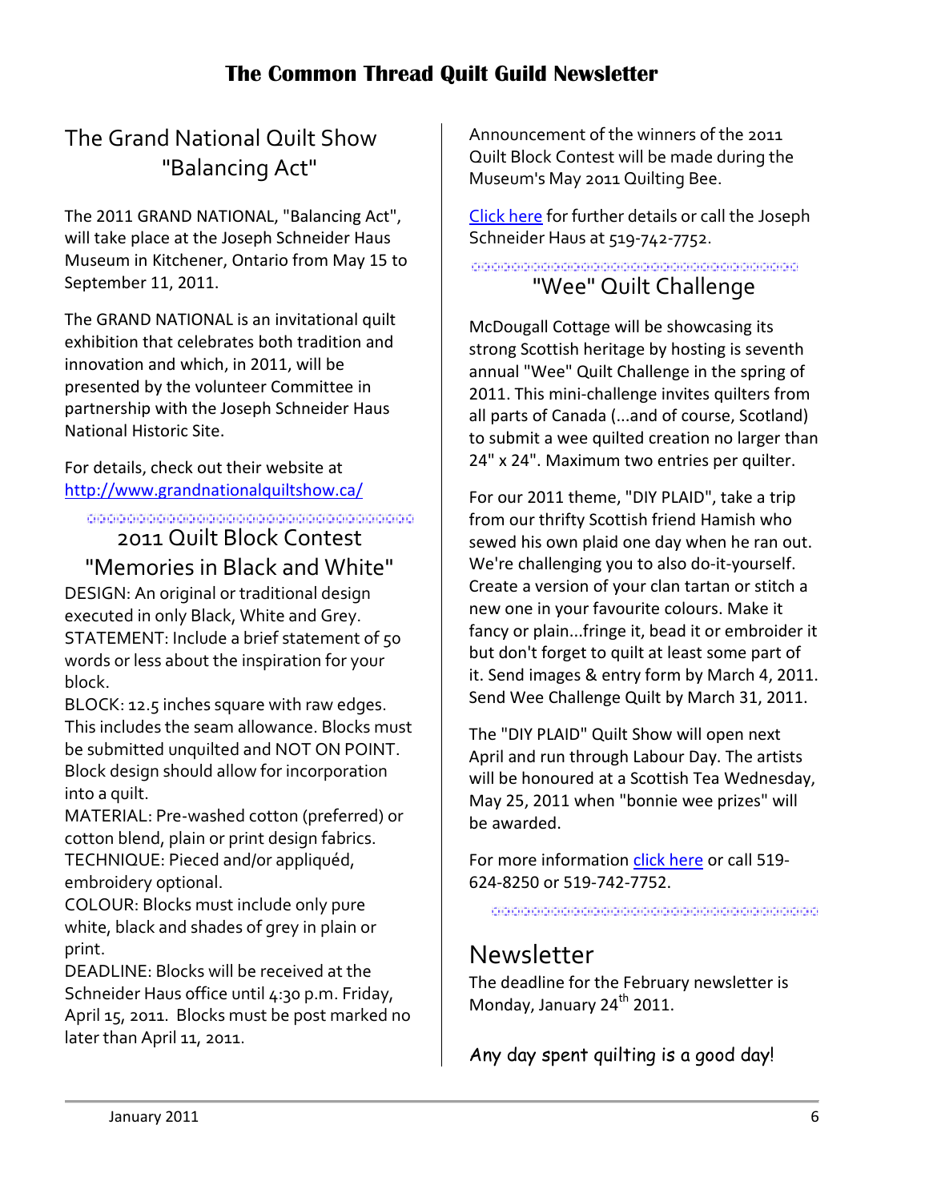## The Grand National Quilt Show "Balancing Act"

The 2011 GRAND NATIONAL, "Balancing Act", will take place at the Joseph Schneider Haus Museum in Kitchener, Ontario from May 15 to September 11, 2011.

The GRAND NATIONAL is an invitational quilt exhibition that celebrates both tradition and innovation and which, in 2011, will be presented by the volunteer Committee in partnership with the Joseph Schneider Haus National Historic Site.

For details, check out their website at http://www.grandnationalquiltshow.ca/

## 2011 Quilt Block Contest "Memories in Black and White"

DESIGN: An original or traditional design executed in only Black, White and Grey.
STATEMENT: Include a brief statement of 50 words or less about the inspiration for your block.
BLOCK: 12.5 inches square with raw edges. This includes the seam allowance. Blocks must be submitted unquilted and NOT ON POINT. Block design should allow for incorporation into a quilt.
MATERIAL: Pre-washed cotton (preferred) or cotton blend, plain or print design fabrics.
TECHNIQUE: Pieced and/or appliquéd, embroidery optional.
COLOUR: Blocks must include only pure white, black and shades of grey in plain or print.
DEADLINE: Blocks will be received at the Schneider Haus office until 4:30 p.m. Friday, April 15, 2011. Blocks must be post marked no later than April 11, 2011.

Announcement of the winners of the 2011 Quilt Block Contest will be made during the Museum's May 2011 Quilting Bee.

Click here for further details or call the Joseph Schneider Haus at 519-742-7752.

## "Wee" Quilt Challenge

McDougall Cottage will be showcasing its strong Scottish heritage by hosting is seventh annual "Wee" Quilt Challenge in the spring of 2011. This mini-challenge invites quilters from all parts of Canada (...and of course, Scotland) to submit a wee quilted creation no larger than 24" x 24". Maximum two entries per quilter.

For our 2011 theme, "DIY PLAID", take a trip from our thrifty Scottish friend Hamish who sewed his own plaid one day when he ran out. We're challenging you to also do-it-yourself. Create a version of your clan tartan or stitch a new one in your favourite colours. Make it fancy or plain...fringe it, bead it or embroider it but don't forget to quilt at least some part of it. Send images & entry form by March 4, 2011. Send Wee Challenge Quilt by March 31, 2011.

The "DIY PLAID" Quilt Show will open next April and run through Labour Day. The artists will be honoured at a Scottish Tea Wednesday, May 25, 2011 when "bonnie wee prizes" will be awarded.

For more information click here or call 519-624-8250 or 519-742-7752.

## Newsletter

The deadline for the February newsletter is Monday, January 24th 2011.

*Any day spent quilting is a good day!*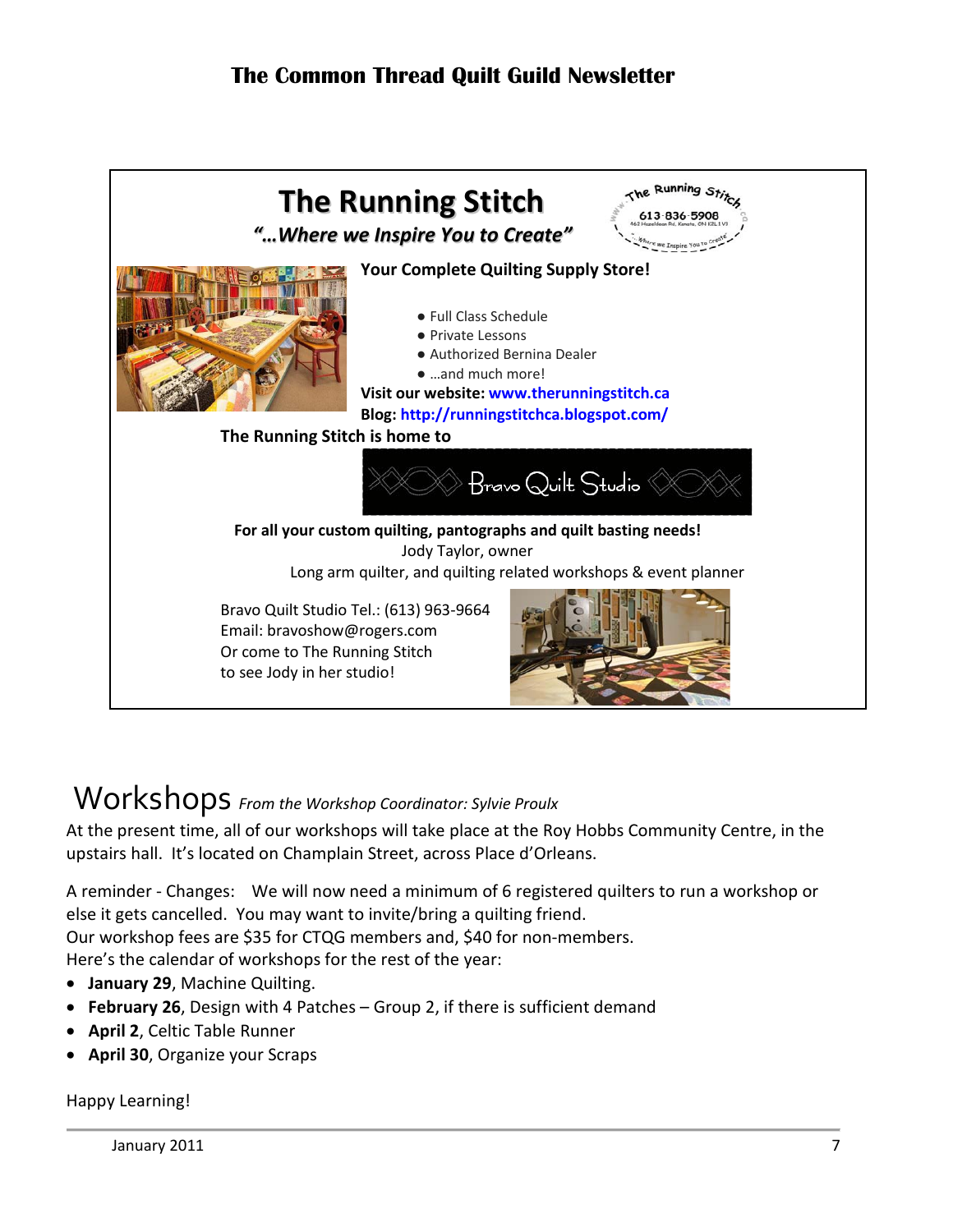# The Running Stitch

*"…Where we Inspire You to Create"*

**Your Complete Quilting Supply Store!**

- Full Class Schedule
- Private Lessons
- Authorized Bernina Dealer
- …and much more!

**Visit our website: www.therunningstitch.ca**
**Blog: http://runningstitchca.blogspot.com/**

**The Running Stitch is home to**

Bravo Quilt Studio

**For all your custom quilting, pantographs and quilt basting needs!**

Jody Taylor, owner

Long arm quilter, and quilting related workshops & event planner

Bravo Quilt Studio Tel.: (613) 963-9664
Email: bravoshow@rogers.com
Or come to The Running Stitch
to see Jody in her studio!

# Workshops *From the Workshop Coordinator: Sylvie Proulx*

At the present time, all of our workshops will take place at the Roy Hobbs Community Centre, in the upstairs hall. It's located on Champlain Street, across Place d'Orleans.

A reminder - Changes: We will now need a minimum of 6 registered quilters to run a workshop or else it gets cancelled. You may want to invite/bring a quilting friend.
Our workshop fees are $35 for CTQG members and, $40 for non-members.
Here's the calendar of workshops for the rest of the year:

- **January 29**, Machine Quilting.
- **February 26**, Design with 4 Patches – Group 2, if there is sufficient demand
- **April 2**, Celtic Table Runner
- **April 30**, Organize your Scraps

Happy Learning!